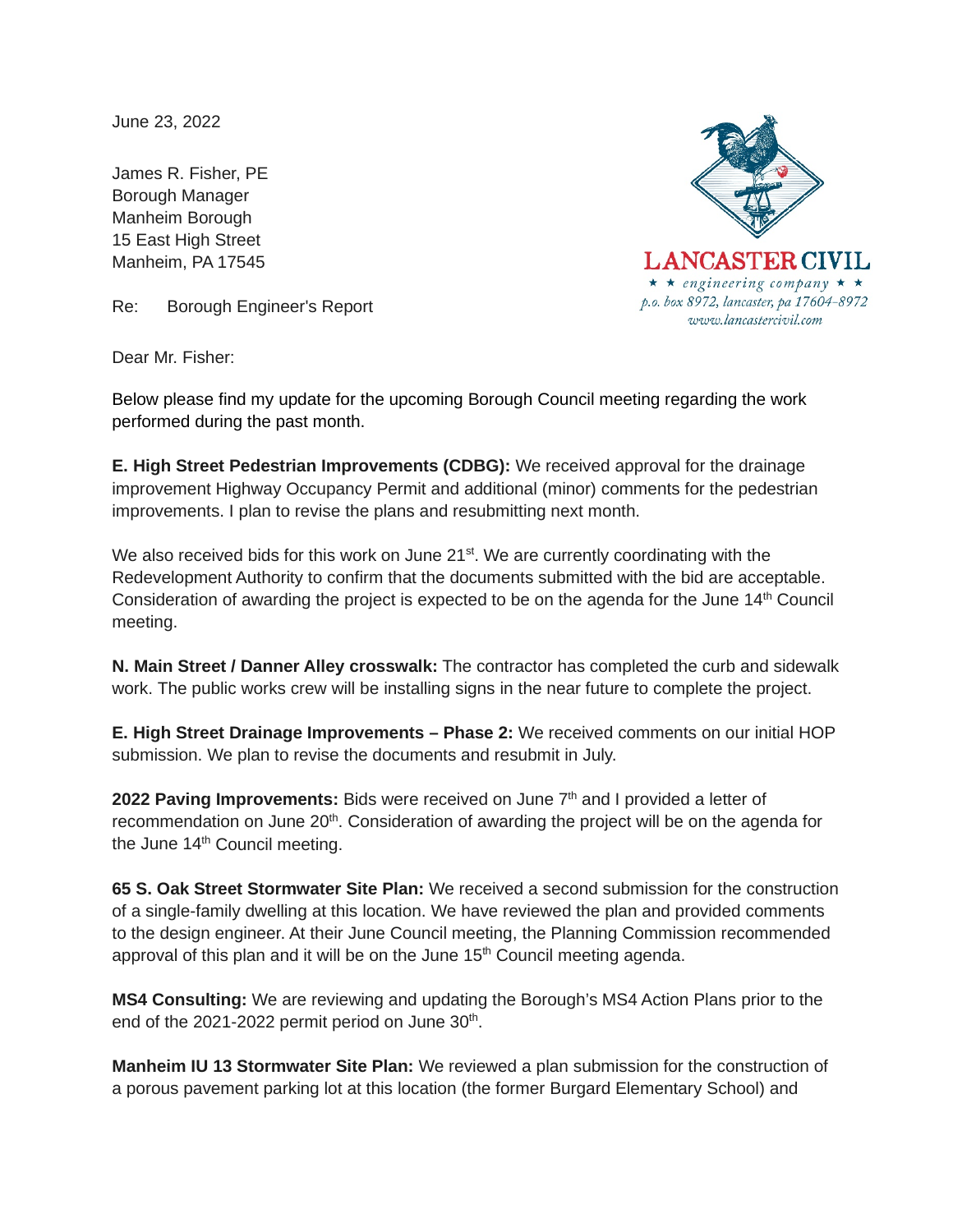June 23, 2022

James R. Fisher, PE
Borough Manager
Manheim Borough
15 East High Street
Manheim, PA 17545

LANCASTER CIVIL
★ ★ *engineering company* ★ ★
*p.o. box 8972, lancaster, pa 17604-8972*
*www.lancastercivil.com*

Re: Borough Engineer's Report

Dear Mr. Fisher:

Below please find my update for the upcoming Borough Council meeting regarding the work performed during the past month.

**E. High Street Pedestrian Improvements (CDBG):** We received approval for the drainage improvement Highway Occupancy Permit and additional (minor) comments for the pedestrian improvements. I plan to revise the plans and resubmitting next month.

We also received bids for this work on June 21st. We are currently coordinating with the Redevelopment Authority to confirm that the documents submitted with the bid are acceptable. Consideration of awarding the project is expected to be on the agenda for the June 14th Council meeting.

**N. Main Street / Danner Alley crosswalk:** The contractor has completed the curb and sidewalk work. The public works crew will be installing signs in the near future to complete the project.

**E. High Street Drainage Improvements – Phase 2:** We received comments on our initial HOP submission. We plan to revise the documents and resubmit in July.

**2022 Paving Improvements:** Bids were received on June 7th and I provided a letter of recommendation on June 20th. Consideration of awarding the project will be on the agenda for the June 14th Council meeting.

**65 S. Oak Street Stormwater Site Plan:** We received a second submission for the construction of a single-family dwelling at this location. We have reviewed the plan and provided comments to the design engineer. At their June Council meeting, the Planning Commission recommended approval of this plan and it will be on the June 15th Council meeting agenda.

**MS4 Consulting:** We are reviewing and updating the Borough's MS4 Action Plans prior to the end of the 2021-2022 permit period on June 30th.

**Manheim IU 13 Stormwater Site Plan:** We reviewed a plan submission for the construction of a porous pavement parking lot at this location (the former Burgard Elementary School) and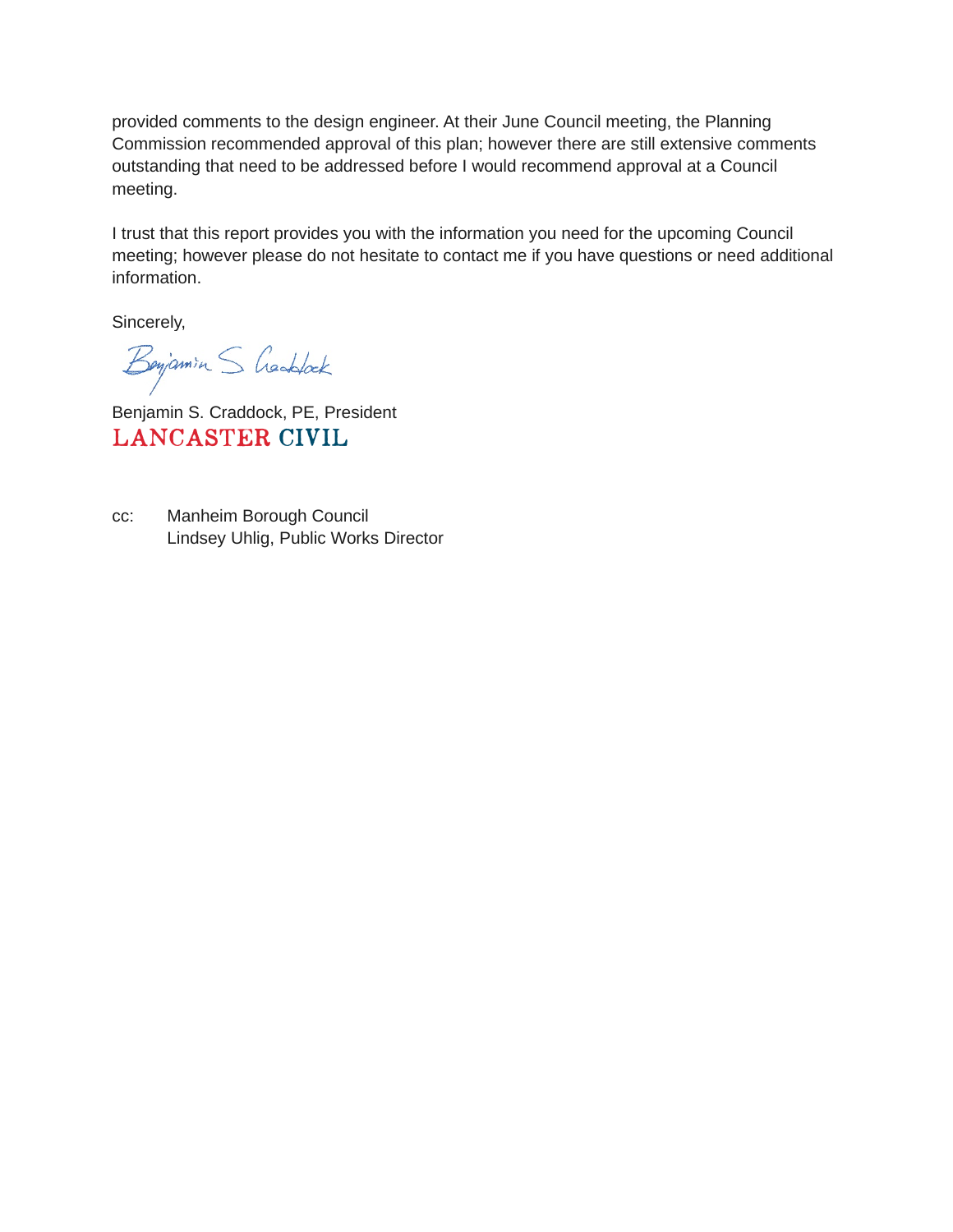provided comments to the design engineer. At their June Council meeting, the Planning Commission recommended approval of this plan; however there are still extensive comments outstanding that need to be addressed before I would recommend approval at a Council meeting.

I trust that this report provides you with the information you need for the upcoming Council meeting; however please do not hesitate to contact me if you have questions or need additional information.

Sincerely,

Benjamin S. Craddock

Benjamin S. Craddock, PE, President
LANCASTER CIVIL

cc: Manheim Borough Council
Lindsey Uhlig, Public Works Director